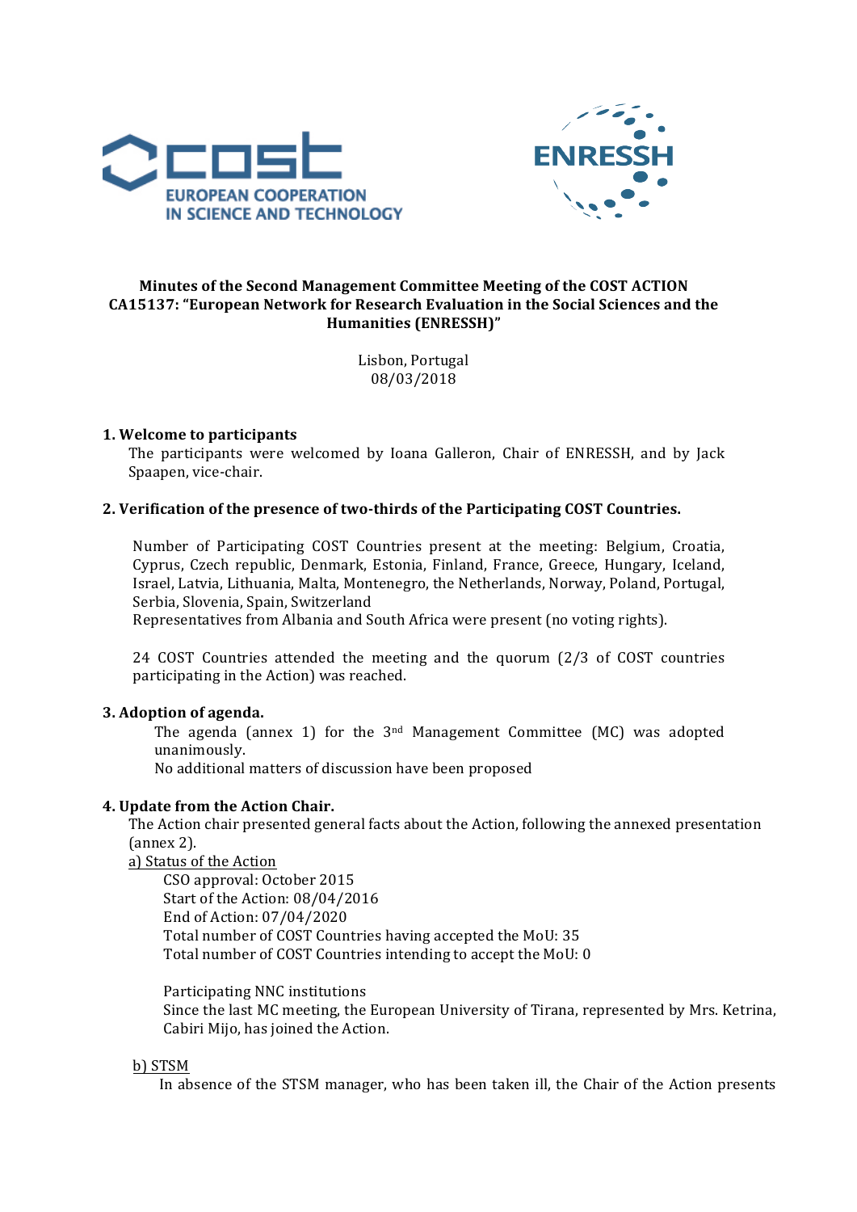**Minutes of the Second Management Committee Meeting of the COST ACTION CA15137: "European Network for Research Evaluation in the Social Sciences and the Humanities (ENRESSH)"**

Lisbon, Portugal
08/03/2018

### 1. Welcome to participants

The participants were welcomed by Ioana Galleron, Chair of ENRESSH, and by Jack Spaapen, vice-chair.

### 2. Verification of the presence of two-thirds of the Participating COST Countries.

Number of Participating COST Countries present at the meeting: Belgium, Croatia, Cyprus, Czech republic, Denmark, Estonia, Finland, France, Greece, Hungary, Iceland, Israel, Latvia, Lithuania, Malta, Montenegro, the Netherlands, Norway, Poland, Portugal, Serbia, Slovenia, Spain, Switzerland

Representatives from Albania and South Africa were present (no voting rights).

24 COST Countries attended the meeting and the quorum (2/3 of COST countries participating in the Action) was reached.

### 3. Adoption of agenda.

The agenda (annex 1) for the 3rd Management Committee (MC) was adopted unanimously.

No additional matters of discussion have been proposed

### 4. Update from the Action Chair.

The Action chair presented general facts about the Action, following the annexed presentation (annex 2).

a) Status of the Action

CSO approval: October 2015
Start of the Action: 08/04/2016
End of Action: 07/04/2020
Total number of COST Countries having accepted the MoU: 35
Total number of COST Countries intending to accept the MoU: 0

Participating NNC institutions
Since the last MC meeting, the European University of Tirana, represented by Mrs. Ketrina, Cabiri Mijo, has joined the Action.

b) STSM

In absence of the STSM manager, who has been taken ill, the Chair of the Action presents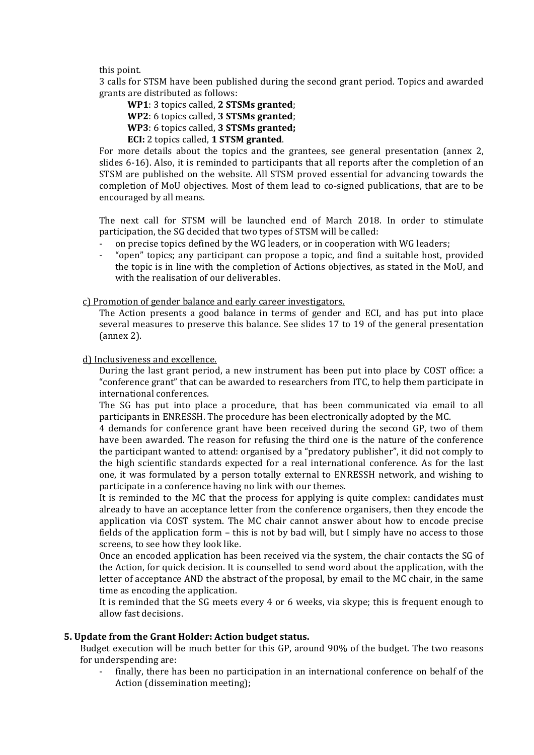this point.

3 calls for STSM have been published during the second grant period. Topics and awarded grants are distributed as follows:

**WP1**: 3 topics called, **2 STSMs granted**;
**WP2**: 6 topics called, **3 STSMs granted**;
**WP3**: 6 topics called, **3 STSMs granted;**
**ECI:** 2 topics called, **1 STSM granted**.

For more details about the topics and the grantees, see general presentation (annex 2, slides 6-16). Also, it is reminded to participants that all reports after the completion of an STSM are published on the website. All STSM proved essential for advancing towards the completion of MoU objectives. Most of them lead to co-signed publications, that are to be encouraged by all means.

The next call for STSM will be launched end of March 2018. In order to stimulate participation, the SG decided that two types of STSM will be called:

- on precise topics defined by the WG leaders, or in cooperation with WG leaders;
- "open" topics; any participant can propose a topic, and find a suitable host, provided the topic is in line with the completion of Actions objectives, as stated in the MoU, and with the realisation of our deliverables.

c) Promotion of gender balance and early career investigators.

The Action presents a good balance in terms of gender and ECI, and has put into place several measures to preserve this balance. See slides 17 to 19 of the general presentation (annex 2).

d) Inclusiveness and excellence.

During the last grant period, a new instrument has been put into place by COST office: a "conference grant" that can be awarded to researchers from ITC, to help them participate in international conferences.

The SG has put into place a procedure, that has been communicated via email to all participants in ENRESSH. The procedure has been electronically adopted by the MC.

4 demands for conference grant have been received during the second GP, two of them have been awarded. The reason for refusing the third one is the nature of the conference the participant wanted to attend: organised by a "predatory publisher", it did not comply to the high scientific standards expected for a real international conference. As for the last one, it was formulated by a person totally external to ENRESSH network, and wishing to participate in a conference having no link with our themes.

It is reminded to the MC that the process for applying is quite complex: candidates must already to have an acceptance letter from the conference organisers, then they encode the application via COST system. The MC chair cannot answer about how to encode precise fields of the application form – this is not by bad will, but I simply have no access to those screens, to see how they look like.

Once an encoded application has been received via the system, the chair contacts the SG of the Action, for quick decision. It is counselled to send word about the application, with the letter of acceptance AND the abstract of the proposal, by email to the MC chair, in the same time as encoding the application.

It is reminded that the SG meets every 4 or 6 weeks, via skype; this is frequent enough to allow fast decisions.

**5. Update from the Grant Holder: Action budget status.**

Budget execution will be much better for this GP, around 90% of the budget. The two reasons for underspending are:

- finally, there has been no participation in an international conference on behalf of the Action (dissemination meeting);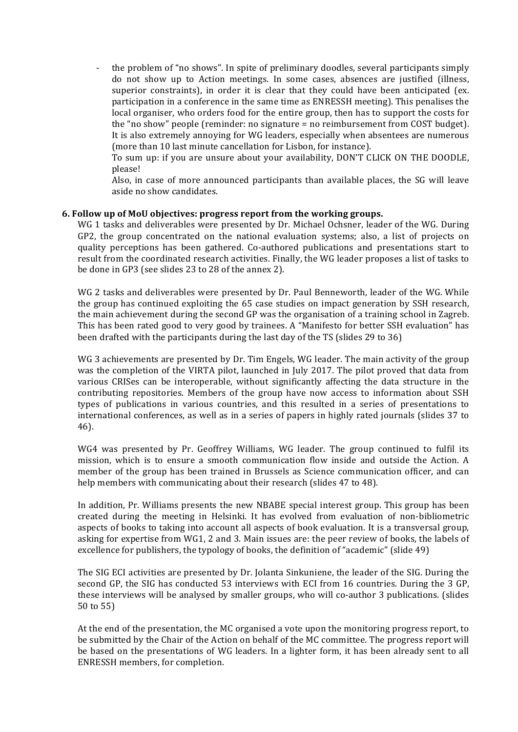- the problem of "no shows". In spite of preliminary doodles, several participants simply do not show up to Action meetings. In some cases, absences are justified (illness, superior constraints), in order it is clear that they could have been anticipated (ex. participation in a conference in the same time as ENRESSH meeting). This penalises the local organiser, who orders food for the entire group, then has to support the costs for the "no show" people (reminder: no signature = no reimbursement from COST budget). It is also extremely annoying for WG leaders, especially when absentees are numerous (more than 10 last minute cancellation for Lisbon, for instance).

  To sum up: if you are unsure about your availability, DON'T CLICK ON THE DOODLE, please!

  Also, in case of more announced participants than available places, the SG will leave aside no show candidates.

**6. Follow up of MoU objectives: progress report from the working groups.**

WG 1 tasks and deliverables were presented by Dr. Michael Ochsner, leader of the WG. During GP2, the group concentrated on the national evaluation systems; also, a list of projects on quality perceptions has been gathered. Co-authored publications and presentations start to result from the coordinated research activities. Finally, the WG leader proposes a list of tasks to be done in GP3 (see slides 23 to 28 of the annex 2).

WG 2 tasks and deliverables were presented by Dr. Paul Benneworth, leader of the WG. While the group has continued exploiting the 65 case studies on impact generation by SSH research, the main achievement during the second GP was the organisation of a training school in Zagreb. This has been rated good to very good by trainees. A "Manifesto for better SSH evaluation" has been drafted with the participants during the last day of the TS (slides 29 to 36)

WG 3 achievements are presented by Dr. Tim Engels, WG leader. The main activity of the group was the completion of the VIRTA pilot, launched in July 2017. The pilot proved that data from various CRISes can be interoperable, without significantly affecting the data structure in the contributing repositories. Members of the group have now access to information about SSH types of publications in various countries, and this resulted in a series of presentations to international conferences, as well as in a series of papers in highly rated journals (slides 37 to 46).

WG4 was presented by Pr. Geoffrey Williams, WG leader. The group continued to fulfil its mission, which is to ensure a smooth communication flow inside and outside the Action. A member of the group has been trained in Brussels as Science communication officer, and can help members with communicating about their research (slides 47 to 48).

In addition, Pr. Williams presents the new NBABE special interest group. This group has been created during the meeting in Helsinki. It has evolved from evaluation of non-bibliometric aspects of books to taking into account all aspects of book evaluation. It is a transversal group, asking for expertise from WG1, 2 and 3. Main issues are: the peer review of books, the labels of excellence for publishers, the typology of books, the definition of "academic" (slide 49)

The SIG ECI activities are presented by Dr. Jolanta Sinkuniene, the leader of the SIG. During the second GP, the SIG has conducted 53 interviews with ECI from 16 countries. During the 3 GP, these interviews will be analysed by smaller groups, who will co-author 3 publications. (slides 50 to 55)

At the end of the presentation, the MC organised a vote upon the monitoring progress report, to be submitted by the Chair of the Action on behalf of the MC committee. The progress report will be based on the presentations of WG leaders. In a lighter form, it has been already sent to all ENRESSH members, for completion.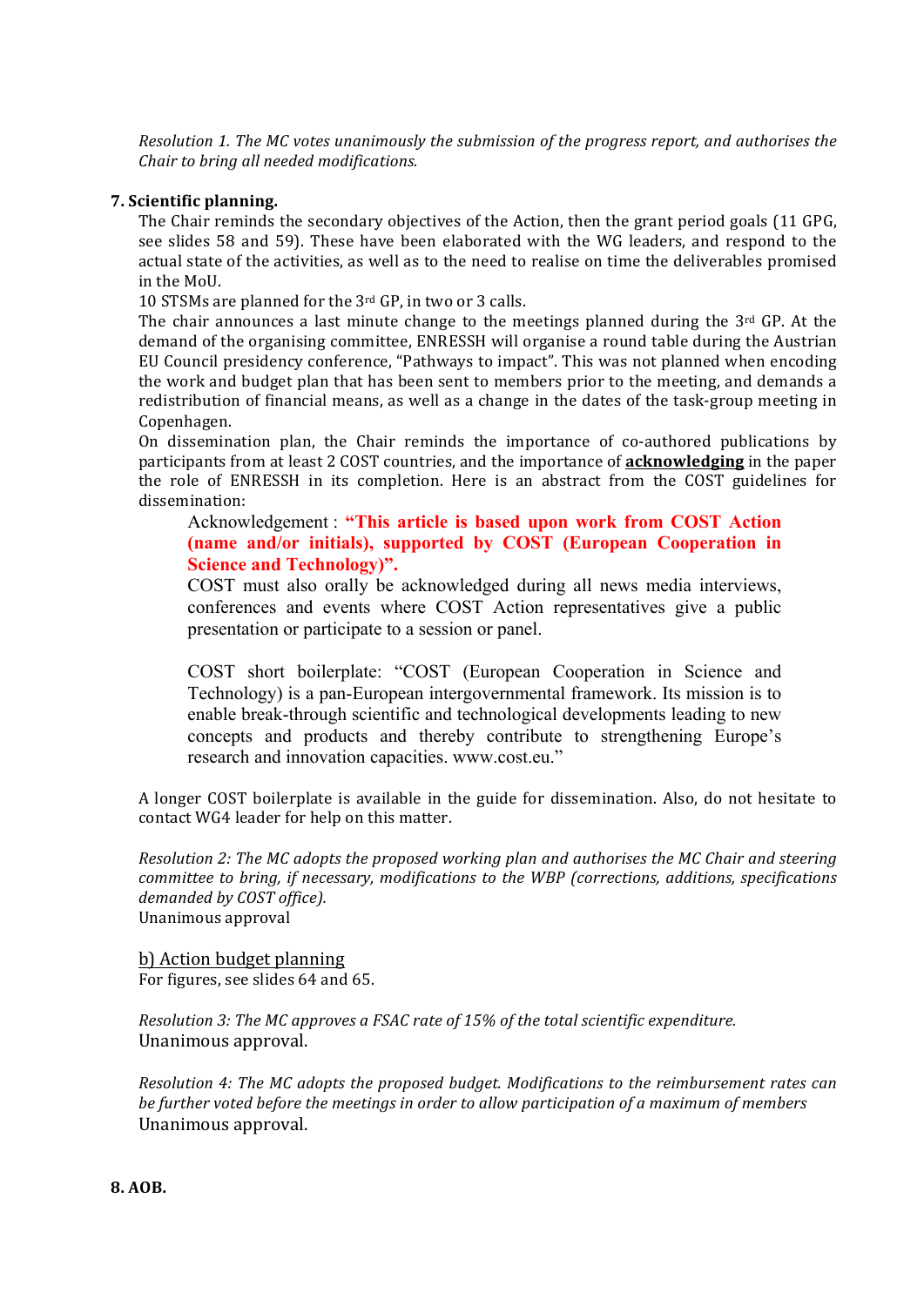*Resolution 1. The MC votes unanimously the submission of the progress report, and authorises the Chair to bring all needed modifications.*

**7. Scientific planning.**

The Chair reminds the secondary objectives of the Action, then the grant period goals (11 GPG, see slides 58 and 59). These have been elaborated with the WG leaders, and respond to the actual state of the activities, as well as to the need to realise on time the deliverables promised in the MoU.

10 STSMs are planned for the 3rd GP, in two or 3 calls.

The chair announces a last minute change to the meetings planned during the 3rd GP. At the demand of the organising committee, ENRESSH will organise a round table during the Austrian EU Council presidency conference, "Pathways to impact". This was not planned when encoding the work and budget plan that has been sent to members prior to the meeting, and demands a redistribution of financial means, as well as a change in the dates of the task-group meeting in Copenhagen.

On dissemination plan, the Chair reminds the importance of co-authored publications by participants from at least 2 COST countries, and the importance of **acknowledging** in the paper the role of ENRESSH in its completion. Here is an abstract from the COST guidelines for dissemination:

> Acknowledgement : **"This article is based upon work from COST Action (name and/or initials), supported by COST (European Cooperation in Science and Technology)".**
>
> COST must also orally be acknowledged during all news media interviews, conferences and events where COST Action representatives give a public presentation or participate to a session or panel.
>
> COST short boilerplate: "COST (European Cooperation in Science and Technology) is a pan-European intergovernmental framework. Its mission is to enable break-through scientific and technological developments leading to new concepts and products and thereby contribute to strengthening Europe's research and innovation capacities. www.cost.eu."

A longer COST boilerplate is available in the guide for dissemination. Also, do not hesitate to contact WG4 leader for help on this matter.

*Resolution 2: The MC adopts the proposed working plan and authorises the MC Chair and steering committee to bring, if necessary, modifications to the WBP (corrections, additions, specifications demanded by COST office).*

Unanimous approval

b) Action budget planning

For figures, see slides 64 and 65.

*Resolution 3: The MC approves a FSAC rate of 15% of the total scientific expenditure.*

Unanimous approval.

*Resolution 4: The MC adopts the proposed budget. Modifications to the reimbursement rates can be further voted before the meetings in order to allow participation of a maximum of members*

Unanimous approval.

**8. AOB.**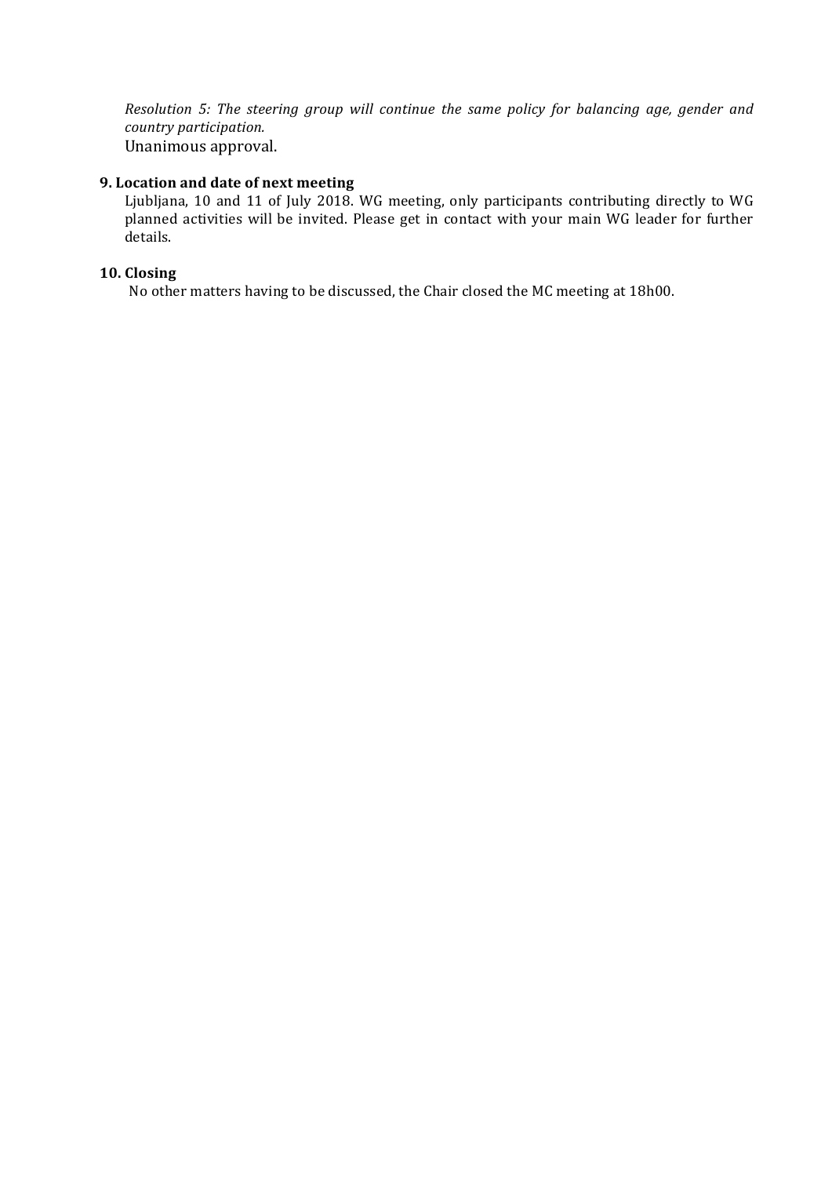*Resolution 5: The steering group will continue the same policy for balancing age, gender and country participation.*
Unanimous approval.

**9. Location and date of next meeting**

Ljubljana, 10 and 11 of July 2018. WG meeting, only participants contributing directly to WG planned activities will be invited. Please get in contact with your main WG leader for further details.

**10. Closing**

No other matters having to be discussed, the Chair closed the MC meeting at 18h00.